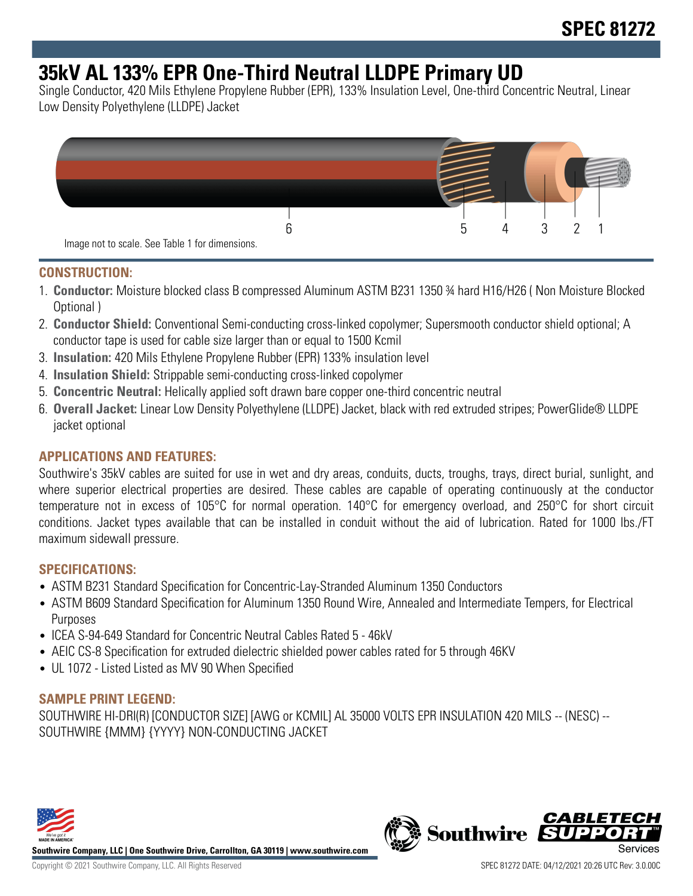# SPEC 81272

# 35kV AL 133% EPR One-Third Neutral LLDPE Primary UD

Single Conductor, 420 Mils Ethylene Propylene Rubber (EPR), 133% Insulation Level, One-third Concentric Neutral, Linear Low Density Polyethylene (LLDPE) Jacket

6 5 4 3 2 1

Image not to scale. See Table 1 for dimensions.

## CONSTRUCTION:

1. **Conductor:** Moisture blocked class B compressed Aluminum ASTM B231 1350 ¾ hard H16/H26 ( Non Moisture Blocked Optional )
2. **Conductor Shield:** Conventional Semi-conducting cross-linked copolymer; Supersmooth conductor shield optional; A conductor tape is used for cable size larger than or equal to 1500 Kcmil
3. **Insulation:** 420 Mils Ethylene Propylene Rubber (EPR) 133% insulation level
4. **Insulation Shield:** Strippable semi-conducting cross-linked copolymer
5. **Concentric Neutral:** Helically applied soft drawn bare copper one-third concentric neutral
6. **Overall Jacket:** Linear Low Density Polyethylene (LLDPE) Jacket, black with red extruded stripes; PowerGlide® LLDPE jacket optional

## APPLICATIONS AND FEATURES:

Southwire's 35kV cables are suited for use in wet and dry areas, conduits, ducts, troughs, trays, direct burial, sunlight, and where superior electrical properties are desired. These cables are capable of operating continuously at the conductor temperature not in excess of 105°C for normal operation. 140°C for emergency overload, and 250°C for short circuit conditions. Jacket types available that can be installed in conduit without the aid of lubrication. Rated for 1000 lbs./FT maximum sidewall pressure.

## SPECIFICATIONS:

- ASTM B231 Standard Specification for Concentric-Lay-Stranded Aluminum 1350 Conductors
- ASTM B609 Standard Specification for Aluminum 1350 Round Wire, Annealed and Intermediate Tempers, for Electrical Purposes
- ICEA S-94-649 Standard for Concentric Neutral Cables Rated 5 - 46kV
- AEIC CS-8 Specification for extruded dielectric shielded power cables rated for 5 through 46KV
- UL 1072 - Listed Listed as MV 90 When Specified

## SAMPLE PRINT LEGEND:

SOUTHWIRE HI-DRI(R) [CONDUCTOR SIZE] [AWG or KCMIL] AL 35000 VOLTS EPR INSULATION 420 MILS -- (NESC) -- SOUTHWIRE {MMM} {YYYY} NON-CONDUCTING JACKET

**Southwire Company, LLC | One Southwire Drive, Carrollton, GA 30119 | www.southwire.com**

Copyright © 2021 Southwire Company, LLC. All Rights Reserved

SPEC 81272 DATE: 04/12/2021 20:26 UTC Rev: 3.0.00C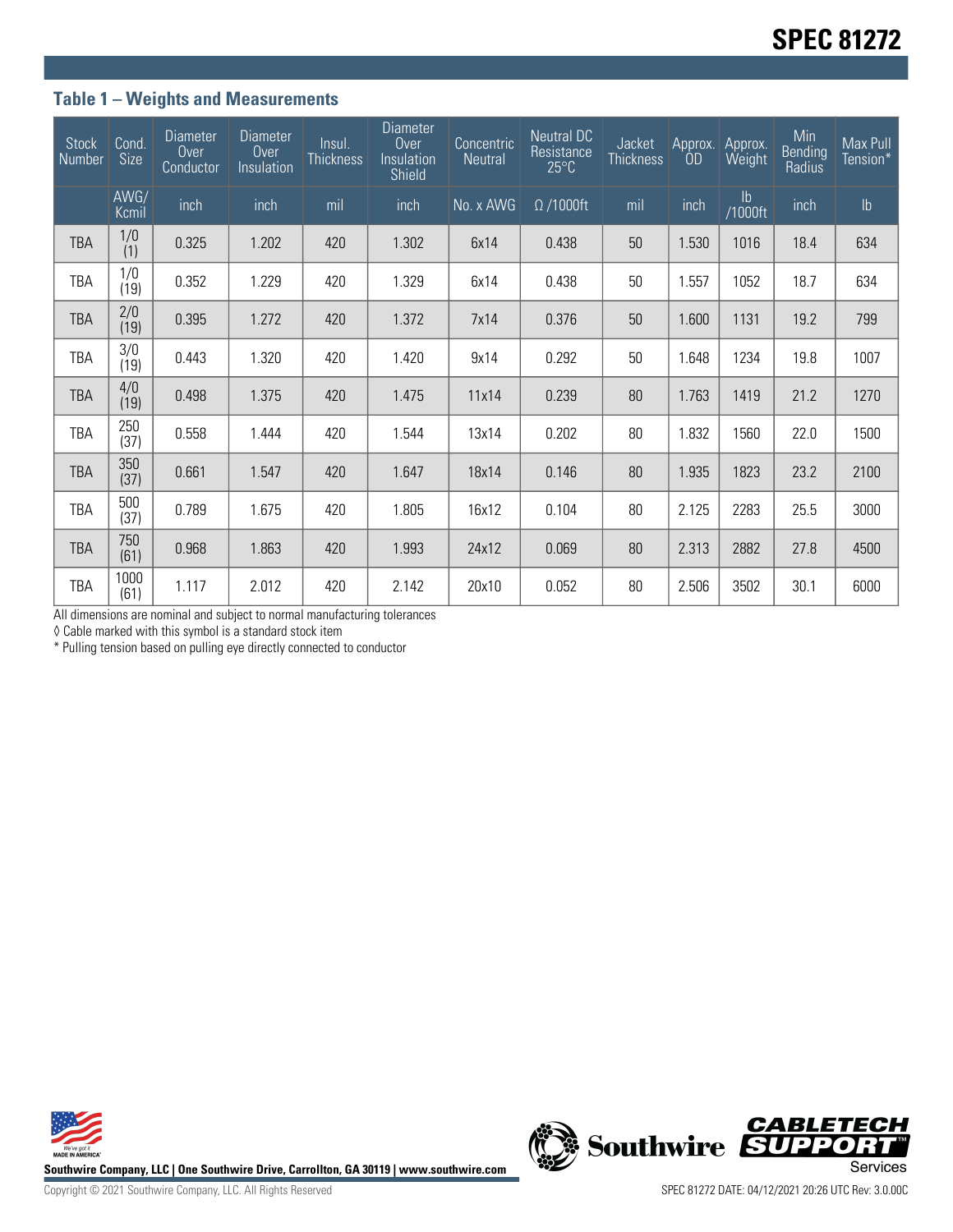## Table 1 – Weights and Measurements

| Stock Number | Cond. Size | Diameter Over Conductor | Diameter Over Insulation | Insul. Thickness | Diameter Over Insulation Shield | Concentric Neutral | Neutral DC Resistance 25°C | Jacket Thickness | Approx. OD | Approx. Weight | Min Bending Radius | Max Pull Tension* |
|---|---|---|---|---|---|---|---|---|---|---|---|---|
| | AWG/ Kcmil | inch | inch | mil | inch | No. x AWG | Ω /1000ft | mil | inch | lb /1000ft | inch | lb |
| TBA | 1/0 (1) | 0.325 | 1.202 | 420 | 1.302 | 6x14 | 0.438 | 50 | 1.530 | 1016 | 18.4 | 634 |
| TBA | 1/0 (19) | 0.352 | 1.229 | 420 | 1.329 | 6x14 | 0.438 | 50 | 1.557 | 1052 | 18.7 | 634 |
| TBA | 2/0 (19) | 0.395 | 1.272 | 420 | 1.372 | 7x14 | 0.376 | 50 | 1.600 | 1131 | 19.2 | 799 |
| TBA | 3/0 (19) | 0.443 | 1.320 | 420 | 1.420 | 9x14 | 0.292 | 50 | 1.648 | 1234 | 19.8 | 1007 |
| TBA | 4/0 (19) | 0.498 | 1.375 | 420 | 1.475 | 11x14 | 0.239 | 80 | 1.763 | 1419 | 21.2 | 1270 |
| TBA | 250 (37) | 0.558 | 1.444 | 420 | 1.544 | 13x14 | 0.202 | 80 | 1.832 | 1560 | 22.0 | 1500 |
| TBA | 350 (37) | 0.661 | 1.547 | 420 | 1.647 | 18x14 | 0.146 | 80 | 1.935 | 1823 | 23.2 | 2100 |
| TBA | 500 (37) | 0.789 | 1.675 | 420 | 1.805 | 16x12 | 0.104 | 80 | 2.125 | 2283 | 25.5 | 3000 |
| TBA | 750 (61) | 0.968 | 1.863 | 420 | 1.993 | 24x12 | 0.069 | 80 | 2.313 | 2882 | 27.8 | 4500 |
| TBA | 1000 (61) | 1.117 | 2.012 | 420 | 2.142 | 20x10 | 0.052 | 80 | 2.506 | 3502 | 30.1 | 6000 |

All dimensions are nominal and subject to normal manufacturing tolerances

◊ Cable marked with this symbol is a standard stock item

* Pulling tension based on pulling eye directly connected to conductor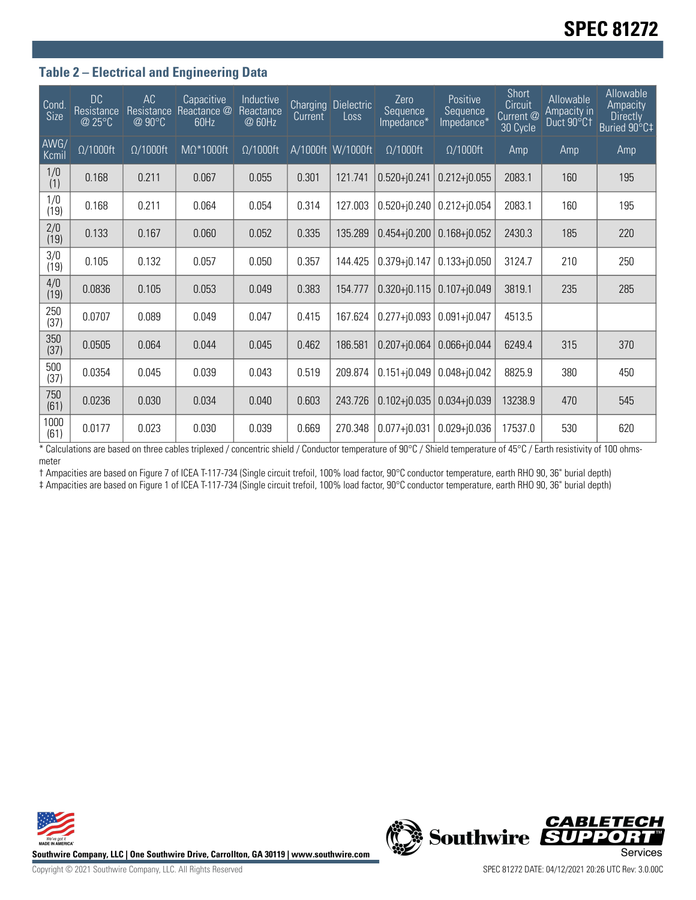## Table 2 – Electrical and Engineering Data

| Cond. Size | DC Resistance @ 25°C | AC Resistance @ 90°C | Capacitive Reactance @ 60Hz | Inductive Reactance @ 60Hz | Charging Current | Dielectric Loss | Zero Sequence Impedance* | Positive Sequence Impedance* | Short Circuit Current @ 30 Cycle | Allowable Ampacity in Duct 90°C† | Allowable Ampacity Directly Buried 90°C‡ |
|---|---|---|---|---|---|---|---|---|---|---|---|
| AWG/ Kcmil | Ω/1000ft | Ω/1000ft | MΩ*1000ft | Ω/1000ft | A/1000ft | W/1000ft | Ω/1000ft | Ω/1000ft | Amp | Amp | Amp |
| 1/0 (1) | 0.168 | 0.211 | 0.067 | 0.055 | 0.301 | 121.741 | 0.520+j0.241 | 0.212+j0.055 | 2083.1 | 160 | 195 |
| 1/0 (19) | 0.168 | 0.211 | 0.064 | 0.054 | 0.314 | 127.003 | 0.520+j0.240 | 0.212+j0.054 | 2083.1 | 160 | 195 |
| 2/0 (19) | 0.133 | 0.167 | 0.060 | 0.052 | 0.335 | 135.289 | 0.454+j0.200 | 0.168+j0.052 | 2430.3 | 185 | 220 |
| 3/0 (19) | 0.105 | 0.132 | 0.057 | 0.050 | 0.357 | 144.425 | 0.379+j0.147 | 0.133+j0.050 | 3124.7 | 210 | 250 |
| 4/0 (19) | 0.0836 | 0.105 | 0.053 | 0.049 | 0.383 | 154.777 | 0.320+j0.115 | 0.107+j0.049 | 3819.1 | 235 | 285 |
| 250 (37) | 0.0707 | 0.089 | 0.049 | 0.047 | 0.415 | 167.624 | 0.277+j0.093 | 0.091+j0.047 | 4513.5 | | |
| 350 (37) | 0.0505 | 0.064 | 0.044 | 0.045 | 0.462 | 186.581 | 0.207+j0.064 | 0.066+j0.044 | 6249.4 | 315 | 370 |
| 500 (37) | 0.0354 | 0.045 | 0.039 | 0.043 | 0.519 | 209.874 | 0.151+j0.049 | 0.048+j0.042 | 8825.9 | 380 | 450 |
| 750 (61) | 0.0236 | 0.030 | 0.034 | 0.040 | 0.603 | 243.726 | 0.102+j0.035 | 0.034+j0.039 | 13238.9 | 470 | 545 |
| 1000 (61) | 0.0177 | 0.023 | 0.030 | 0.039 | 0.669 | 270.348 | 0.077+j0.031 | 0.029+j0.036 | 17537.0 | 530 | 620 |

* Calculations are based on three cables triplexed / concentric shield / Conductor temperature of 90°C / Shield temperature of 45°C / Earth resistivity of 100 ohms-meter

† Ampacities are based on Figure 7 of ICEA T-117-734 (Single circuit trefoil, 100% load factor, 90°C conductor temperature, earth RHO 90, 36" burial depth)

‡ Ampacities are based on Figure 1 of ICEA T-117-734 (Single circuit trefoil, 100% load factor, 90°C conductor temperature, earth RHO 90, 36" burial depth)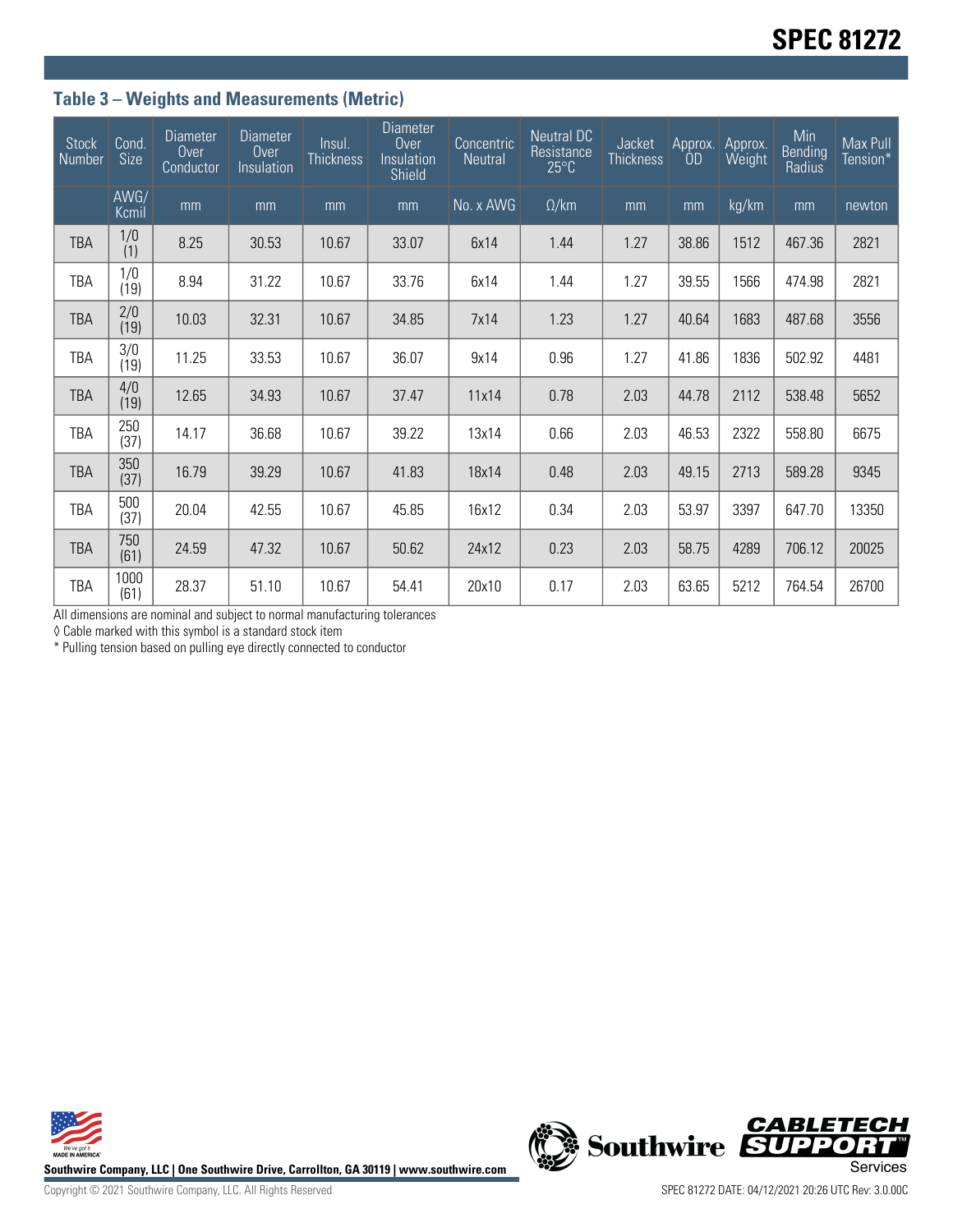### Table 3 – Weights and Measurements (Metric)

| Stock Number | Cond. Size | Diameter Over Conductor | Diameter Over Insulation | Insul. Thickness | Diameter Over Insulation Shield | Concentric Neutral | Neutral DC Resistance 25°C | Jacket Thickness | Approx. OD | Approx. Weight | Min Bending Radius | Max Pull Tension* |
|---|---|---|---|---|---|---|---|---|---|---|---|---|
| | AWG/ Kcmil | mm | mm | mm | mm | No. x AWG | Ω/km | mm | mm | kg/km | mm | newton |
| TBA | 1/0 (1) | 8.25 | 30.53 | 10.67 | 33.07 | 6x14 | 1.44 | 1.27 | 38.86 | 1512 | 467.36 | 2821 |
| TBA | 1/0 (19) | 8.94 | 31.22 | 10.67 | 33.76 | 6x14 | 1.44 | 1.27 | 39.55 | 1566 | 474.98 | 2821 |
| TBA | 2/0 (19) | 10.03 | 32.31 | 10.67 | 34.85 | 7x14 | 1.23 | 1.27 | 40.64 | 1683 | 487.68 | 3556 |
| TBA | 3/0 (19) | 11.25 | 33.53 | 10.67 | 36.07 | 9x14 | 0.96 | 1.27 | 41.86 | 1836 | 502.92 | 4481 |
| TBA | 4/0 (19) | 12.65 | 34.93 | 10.67 | 37.47 | 11x14 | 0.78 | 2.03 | 44.78 | 2112 | 538.48 | 5652 |
| TBA | 250 (37) | 14.17 | 36.68 | 10.67 | 39.22 | 13x14 | 0.66 | 2.03 | 46.53 | 2322 | 558.80 | 6675 |
| TBA | 350 (37) | 16.79 | 39.29 | 10.67 | 41.83 | 18x14 | 0.48 | 2.03 | 49.15 | 2713 | 589.28 | 9345 |
| TBA | 500 (37) | 20.04 | 42.55 | 10.67 | 45.85 | 16x12 | 0.34 | 2.03 | 53.97 | 3397 | 647.70 | 13350 |
| TBA | 750 (61) | 24.59 | 47.32 | 10.67 | 50.62 | 24x12 | 0.23 | 2.03 | 58.75 | 4289 | 706.12 | 20025 |
| TBA | 1000 (61) | 28.37 | 51.10 | 10.67 | 54.41 | 20x10 | 0.17 | 2.03 | 63.65 | 5212 | 764.54 | 26700 |

All dimensions are nominal and subject to normal manufacturing tolerances

◊ Cable marked with this symbol is a standard stock item

* Pulling tension based on pulling eye directly connected to conductor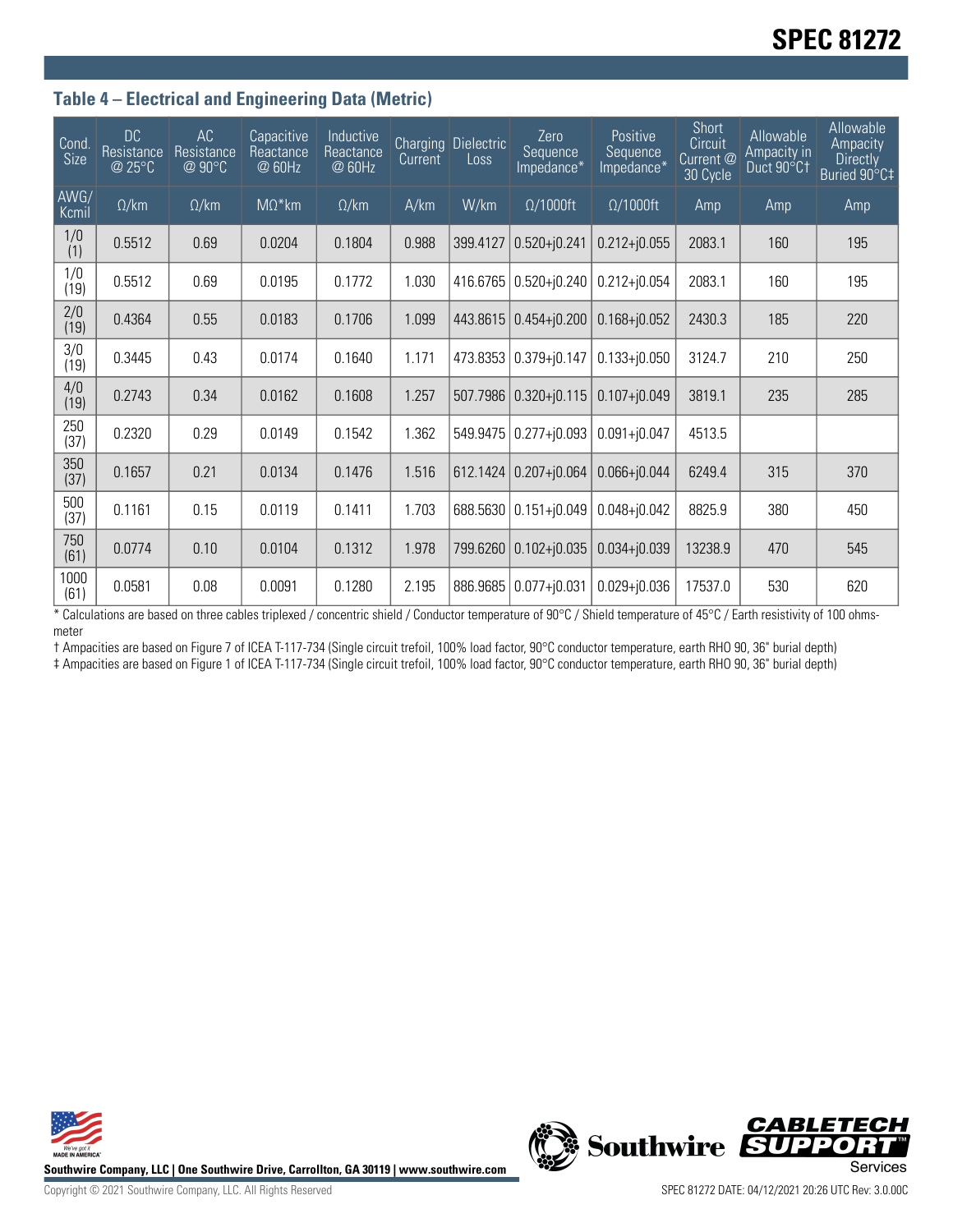### Table 4 – Electrical and Engineering Data (Metric)

| Cond. Size | DC Resistance @ 25°C | AC Resistance @ 90°C | Capacitive Reactance @ 60Hz | Inductive Reactance @ 60Hz | Charging Current | Dielectric Loss | Zero Sequence Impedance* | Positive Sequence Impedance* | Short Circuit Current @ 30 Cycle | Allowable Ampacity in Duct 90°C† | Allowable Ampacity Directly Buried 90°C‡ |
|---|---|---|---|---|---|---|---|---|---|---|---|
| AWG/ Kcmil | Ω/km | Ω/km | MΩ*km | Ω/km | A/km | W/km | Ω/1000ft | Ω/1000ft | Amp | Amp | Amp |
| 1/0 (1) | 0.5512 | 0.69 | 0.0204 | 0.1804 | 0.988 | 399.4127 | 0.520+j0.241 | 0.212+j0.055 | 2083.1 | 160 | 195 |
| 1/0 (19) | 0.5512 | 0.69 | 0.0195 | 0.1772 | 1.030 | 416.6765 | 0.520+j0.240 | 0.212+j0.054 | 2083.1 | 160 | 195 |
| 2/0 (19) | 0.4364 | 0.55 | 0.0183 | 0.1706 | 1.099 | 443.8615 | 0.454+j0.200 | 0.168+j0.052 | 2430.3 | 185 | 220 |
| 3/0 (19) | 0.3445 | 0.43 | 0.0174 | 0.1640 | 1.171 | 473.8353 | 0.379+j0.147 | 0.133+j0.050 | 3124.7 | 210 | 250 |
| 4/0 (19) | 0.2743 | 0.34 | 0.0162 | 0.1608 | 1.257 | 507.7986 | 0.320+j0.115 | 0.107+j0.049 | 3819.1 | 235 | 285 |
| 250 (37) | 0.2320 | 0.29 | 0.0149 | 0.1542 | 1.362 | 549.9475 | 0.277+j0.093 | 0.091+j0.047 | 4513.5 | | |
| 350 (37) | 0.1657 | 0.21 | 0.0134 | 0.1476 | 1.516 | 612.1424 | 0.207+j0.064 | 0.066+j0.044 | 6249.4 | 315 | 370 |
| 500 (37) | 0.1161 | 0.15 | 0.0119 | 0.1411 | 1.703 | 688.5630 | 0.151+j0.049 | 0.048+j0.042 | 8825.9 | 380 | 450 |
| 750 (61) | 0.0774 | 0.10 | 0.0104 | 0.1312 | 1.978 | 799.6260 | 0.102+j0.035 | 0.034+j0.039 | 13238.9 | 470 | 545 |
| 1000 (61) | 0.0581 | 0.08 | 0.0091 | 0.1280 | 2.195 | 886.9685 | 0.077+j0.031 | 0.029+j0.036 | 17537.0 | 530 | 620 |

* Calculations are based on three cables triplexed / concentric shield / Conductor temperature of 90°C / Shield temperature of 45°C / Earth resistivity of 100 ohms-meter

† Ampacities are based on Figure 7 of ICEA T-117-734 (Single circuit trefoil, 100% load factor, 90°C conductor temperature, earth RHO 90, 36" burial depth)

‡ Ampacities are based on Figure 1 of ICEA T-117-734 (Single circuit trefoil, 100% load factor, 90°C conductor temperature, earth RHO 90, 36" burial depth)

**Southwire Company, LLC | One Southwire Drive, Carrollton, GA 30119 | www.southwire.com**

Copyright © 2021 Southwire Company, LLC. All Rights Reserved

SPEC 81272 DATE: 04/12/2021 20:26 UTC Rev: 3.0.00C